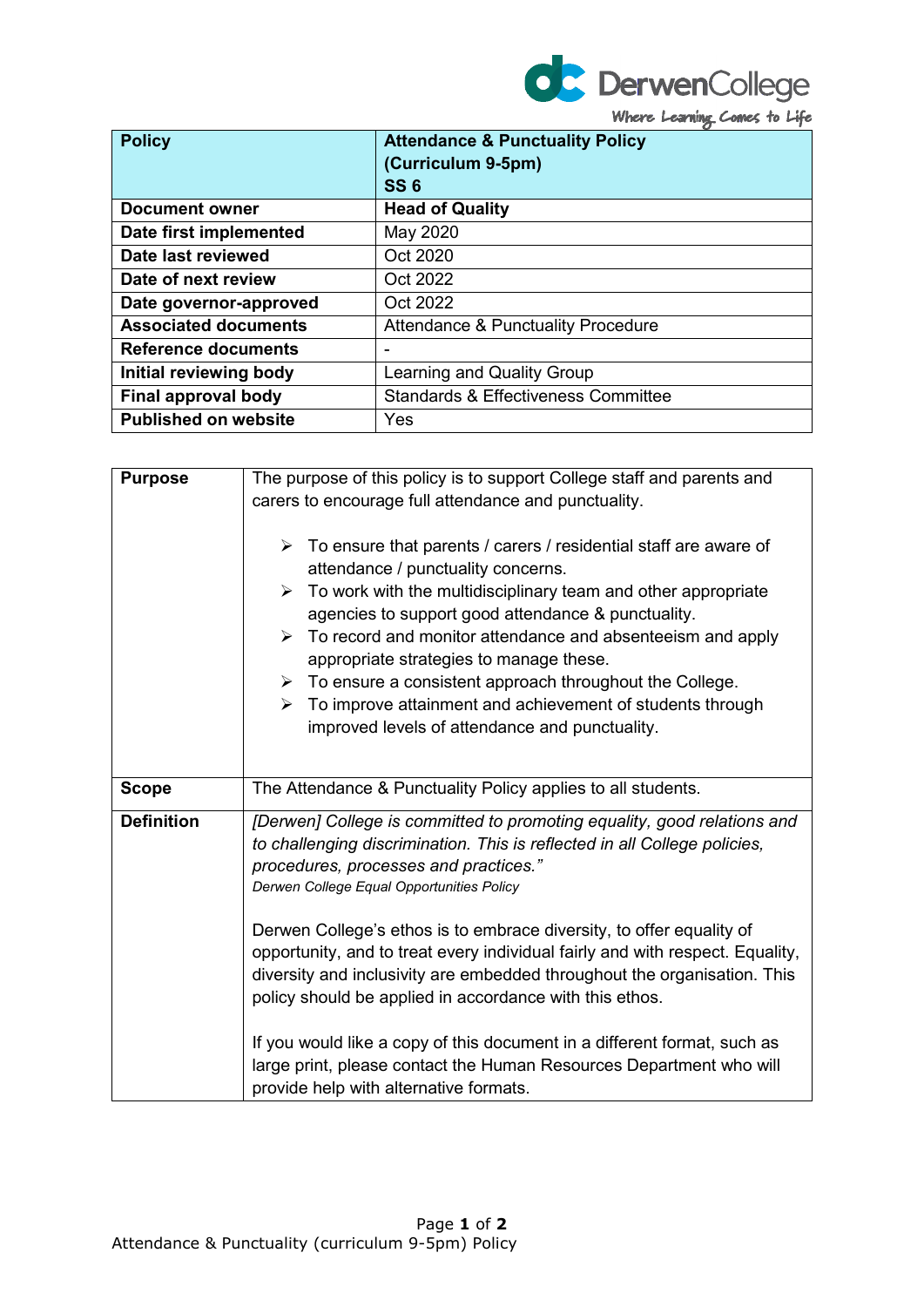| Policy | Attendance & Punctuality Policy (Curriculum 9-5pm) SS 6 |
| --- | --- |
| Document owner | Head of Quality |
| Date first implemented | May 2020 |
| Date last reviewed | Oct 2020 |
| Date of next review | Oct 2022 |
| Date governor-approved | Oct 2022 |
| Associated documents | Attendance & Punctuality Procedure |
| Reference documents | - |
| Initial reviewing body | Learning and Quality Group |
| Final approval body | Standards & Effectiveness Committee |
| Published on website | Yes |

| | |
| --- | --- |
| **Purpose** | The purpose of this policy is to support College staff and parents and carers to encourage full attendance and punctuality.<br><br>➢ To ensure that parents / carers / residential staff are aware of attendance / punctuality concerns.<br>➢ To work with the multidisciplinary team and other appropriate agencies to support good attendance & punctuality.<br>➢ To record and monitor attendance and absenteeism and apply appropriate strategies to manage these.<br>➢ To ensure a consistent approach throughout the College.<br>➢ To improve attainment and achievement of students through improved levels of attendance and punctuality. |
| **Scope** | The Attendance & Punctuality Policy applies to all students. |
| **Definition** | *[Derwen] College is committed to promoting equality, good relations and to challenging discrimination. This is reflected in all College policies, procedures, processes and practices."*<br>*Derwen College Equal Opportunities Policy*<br><br>Derwen College's ethos is to embrace diversity, to offer equality of opportunity, and to treat every individual fairly and with respect. Equality, diversity and inclusivity are embedded throughout the organisation. This policy should be applied in accordance with this ethos.<br><br>If you would like a copy of this document in a different format, such as large print, please contact the Human Resources Department who will provide help with alternative formats. |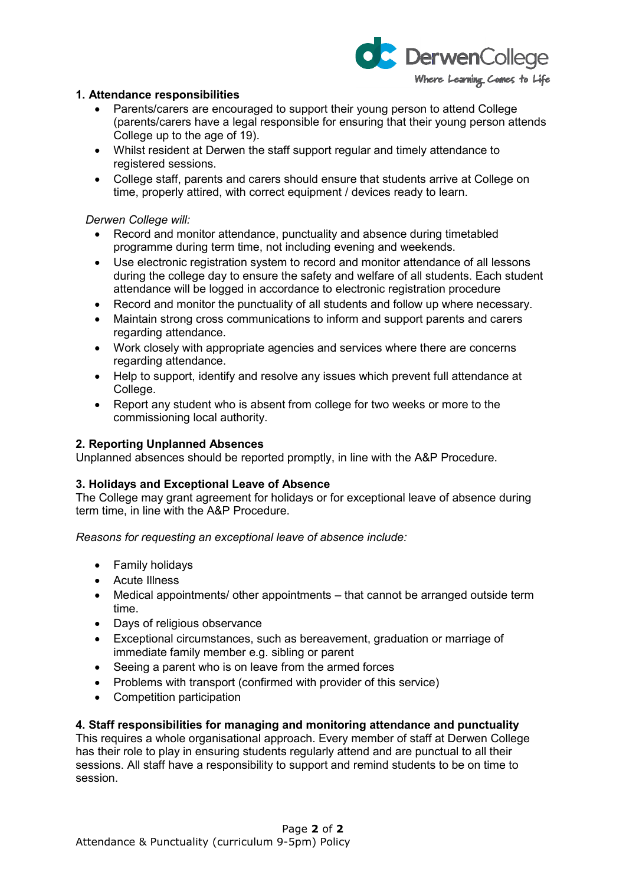## 1. Attendance responsibilities

- Parents/carers are encouraged to support their young person to attend College (parents/carers have a legal responsible for ensuring that their young person attends College up to the age of 19).
- Whilst resident at Derwen the staff support regular and timely attendance to registered sessions.
- College staff, parents and carers should ensure that students arrive at College on time, properly attired, with correct equipment / devices ready to learn.

*Derwen College will:*

- Record and monitor attendance, punctuality and absence during timetabled programme during term time, not including evening and weekends.
- Use electronic registration system to record and monitor attendance of all lessons during the college day to ensure the safety and welfare of all students. Each student attendance will be logged in accordance to electronic registration procedure
- Record and monitor the punctuality of all students and follow up where necessary.
- Maintain strong cross communications to inform and support parents and carers regarding attendance.
- Work closely with appropriate agencies and services where there are concerns regarding attendance.
- Help to support, identify and resolve any issues which prevent full attendance at College.
- Report any student who is absent from college for two weeks or more to the commissioning local authority.

## 2. Reporting Unplanned Absences

Unplanned absences should be reported promptly, in line with the A&P Procedure.

## 3. Holidays and Exceptional Leave of Absence

The College may grant agreement for holidays or for exceptional leave of absence during term time, in line with the A&P Procedure.

*Reasons for requesting an exceptional leave of absence include:*

- Family holidays
- Acute Illness
- Medical appointments/ other appointments – that cannot be arranged outside term time.
- Days of religious observance
- Exceptional circumstances, such as bereavement, graduation or marriage of immediate family member e.g. sibling or parent
- Seeing a parent who is on leave from the armed forces
- Problems with transport (confirmed with provider of this service)
- Competition participation

## 4. Staff responsibilities for managing and monitoring attendance and punctuality

This requires a whole organisational approach. Every member of staff at Derwen College has their role to play in ensuring students regularly attend and are punctual to all their sessions. All staff have a responsibility to support and remind students to be on time to session.